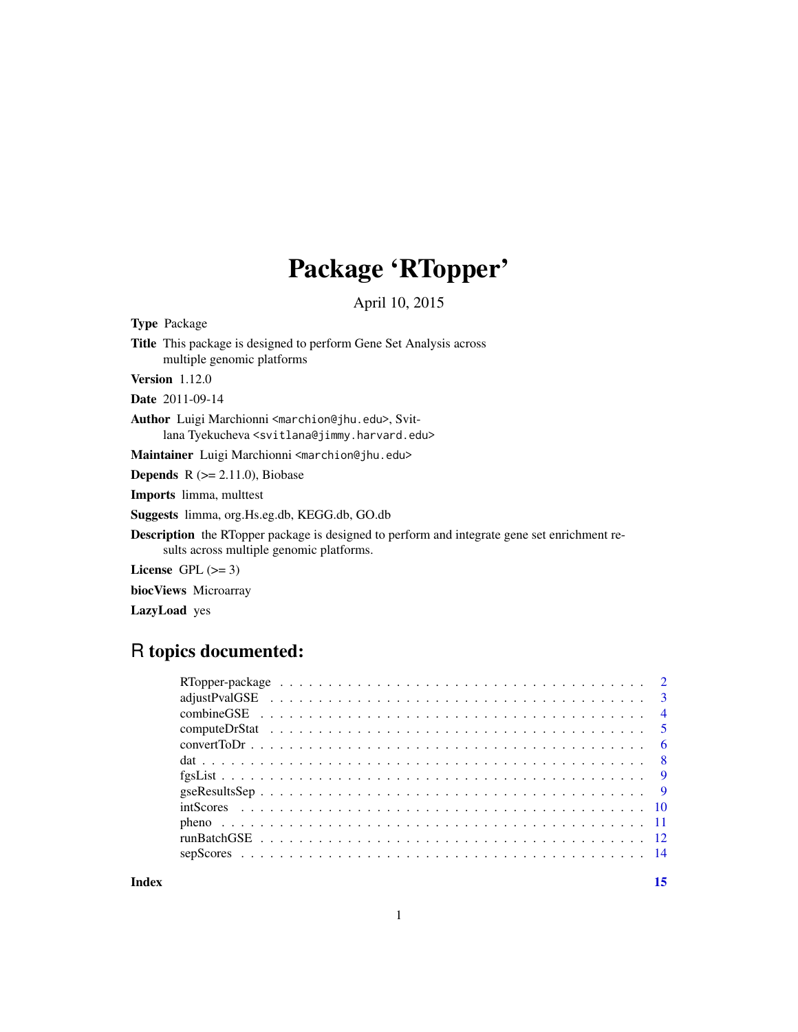# Package 'RTopper'

April 10, 2015

**Type** Package

**Title** This package is designed to perform Gene Set Analysis across multiple genomic platforms

**Version** 1.12.0

**Date** 2011-09-14

**Author** Luigi Marchionni <marchion@jhu.edu>, Svitlana Tyekucheva <svitlana@jimmy.harvard.edu>

**Maintainer** Luigi Marchionni <marchion@jhu.edu>

**Depends** R (>= 2.11.0), Biobase

**Imports** limma, multtest

**Suggests** limma, org.Hs.eg.db, KEGG.db, GO.db

**Description** the RTopper package is designed to perform and integrate gene set enrichment results across multiple genomic platforms.

**License** GPL (>= 3)

**biocViews** Microarray

**LazyLoad** yes

## R topics documented:

| | |
|---|---|
| RTopper-package | 2 |
| adjustPvalGSE | 3 |
| combineGSE | 4 |
| computeDrStat | 5 |
| convertToDr | 6 |
| dat | 8 |
| fgsList | 9 |
| gseResultsSep | 9 |
| intScores | 10 |
| pheno | 11 |
| runBatchGSE | 12 |
| sepScores | 14 |

**Index** 15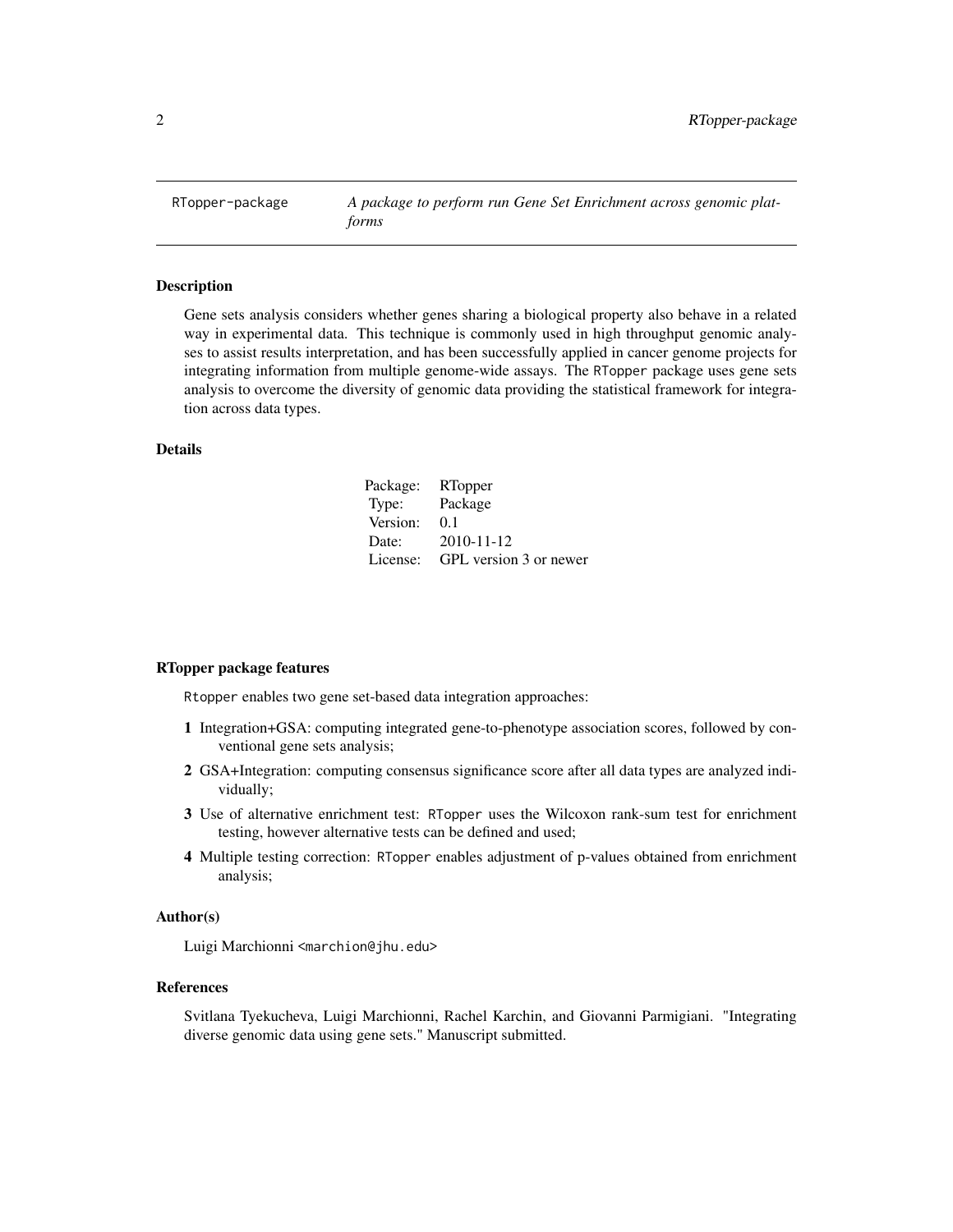RTopper-package *A package to perform run Gene Set Enrichment across genomic platforms*

## Description

Gene sets analysis considers whether genes sharing a biological property also behave in a related way in experimental data. This technique is commonly used in high throughput genomic analyses to assist results interpretation, and has been successfully applied in cancer genome projects for integrating information from multiple genome-wide assays. The RTopper package uses gene sets analysis to overcome the diversity of genomic data providing the statistical framework for integration across data types.

## Details

| | |
|---|---|
| Package: | RTopper |
| Type: | Package |
| Version: | 0.1 |
| Date: | 2010-11-12 |
| License: | GPL version 3 or newer |

## RTopper package features

Rtopper enables two gene set-based data integration approaches:

1. Integration+GSA: computing integrated gene-to-phenotype association scores, followed by conventional gene sets analysis;
2. GSA+Integration: computing consensus significance score after all data types are analyzed individually;
3. Use of alternative enrichment test: RTopper uses the Wilcoxon rank-sum test for enrichment testing, however alternative tests can be defined and used;
4. Multiple testing correction: RTopper enables adjustment of p-values obtained from enrichment analysis;

## Author(s)

Luigi Marchionni <marchion@jhu.edu>

## References

Svitlana Tyekucheva, Luigi Marchionni, Rachel Karchin, and Giovanni Parmigiani. "Integrating diverse genomic data using gene sets." Manuscript submitted.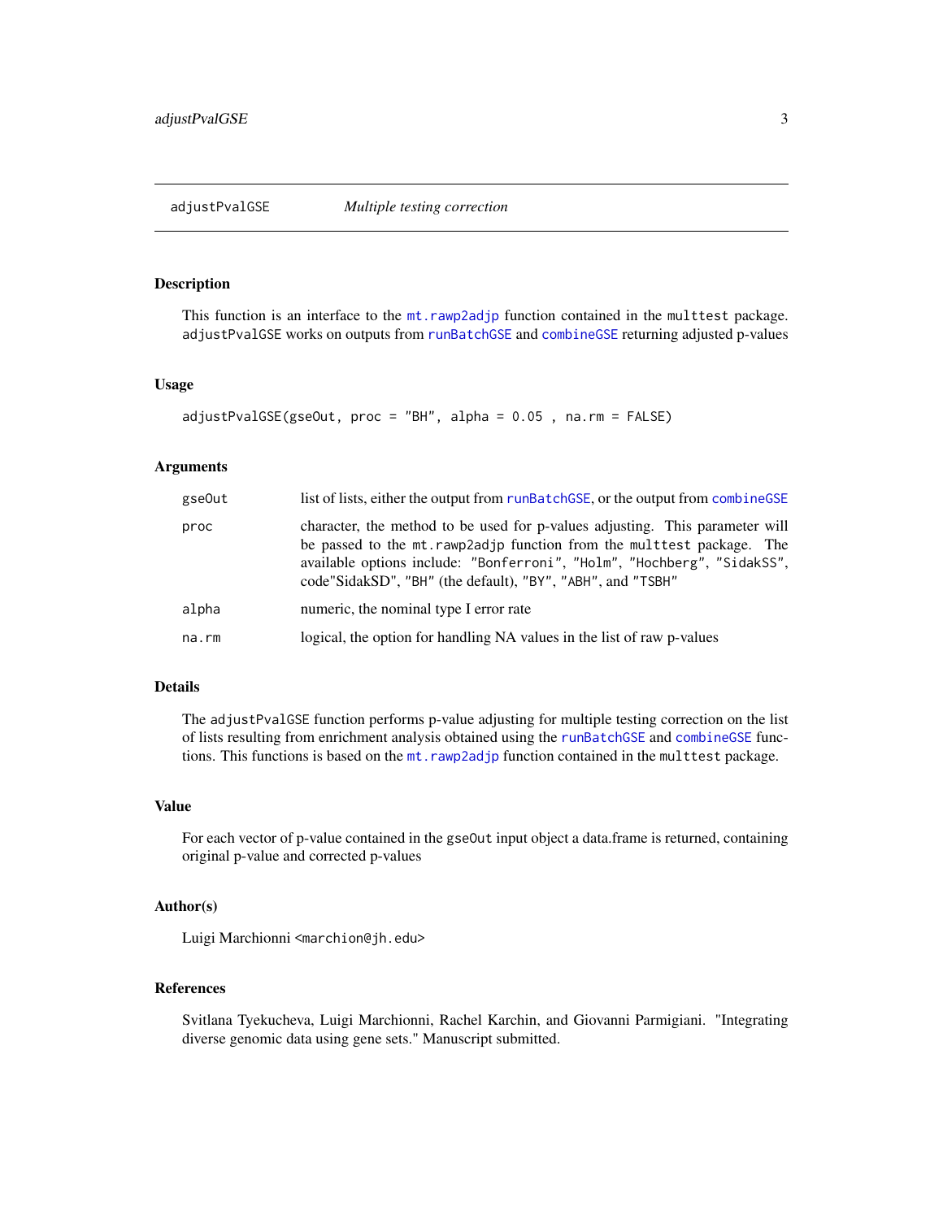## adjustPvalGSE *Multiple testing correction*

### Description

This function is an interface to the `mt.rawp2adjp` function contained in the `multtest` package. `adjustPvalGSE` works on outputs from `runBatchGSE` and `combineGSE` returning adjusted p-values

### Usage

```
adjustPvalGSE(gseOut, proc = "BH", alpha = 0.05 , na.rm = FALSE)
```

### Arguments

| | |
|---|---|
| `gseOut` | list of lists, either the output from `runBatchGSE`, or the output from `combineGSE` |
| `proc` | character, the method to be used for p-values adjusting. This parameter will be passed to the `mt.rawp2adjp` function from the `multtest` package. The available options include: `"Bonferroni"`, `"Holm"`, `"Hochberg"`, `"SidakSS"`, code"SidakSD", `"BH"` (the default), `"BY"`, `"ABH"`, and `"TSBH"` |
| `alpha` | numeric, the nominal type I error rate |
| `na.rm` | logical, the option for handling NA values in the list of raw p-values |

### Details

The `adjustPvalGSE` function performs p-value adjusting for multiple testing correction on the list of lists resulting from enrichment analysis obtained using the `runBatchGSE` and `combineGSE` functions. This functions is based on the `mt.rawp2adjp` function contained in the `multtest` package.

### Value

For each vector of p-value contained in the `gseOut` input object a data.frame is returned, containing original p-value and corrected p-values

### Author(s)

Luigi Marchionni <marchion@jh.edu>

### References

Svitlana Tyekucheva, Luigi Marchionni, Rachel Karchin, and Giovanni Parmigiani. "Integrating diverse genomic data using gene sets." Manuscript submitted.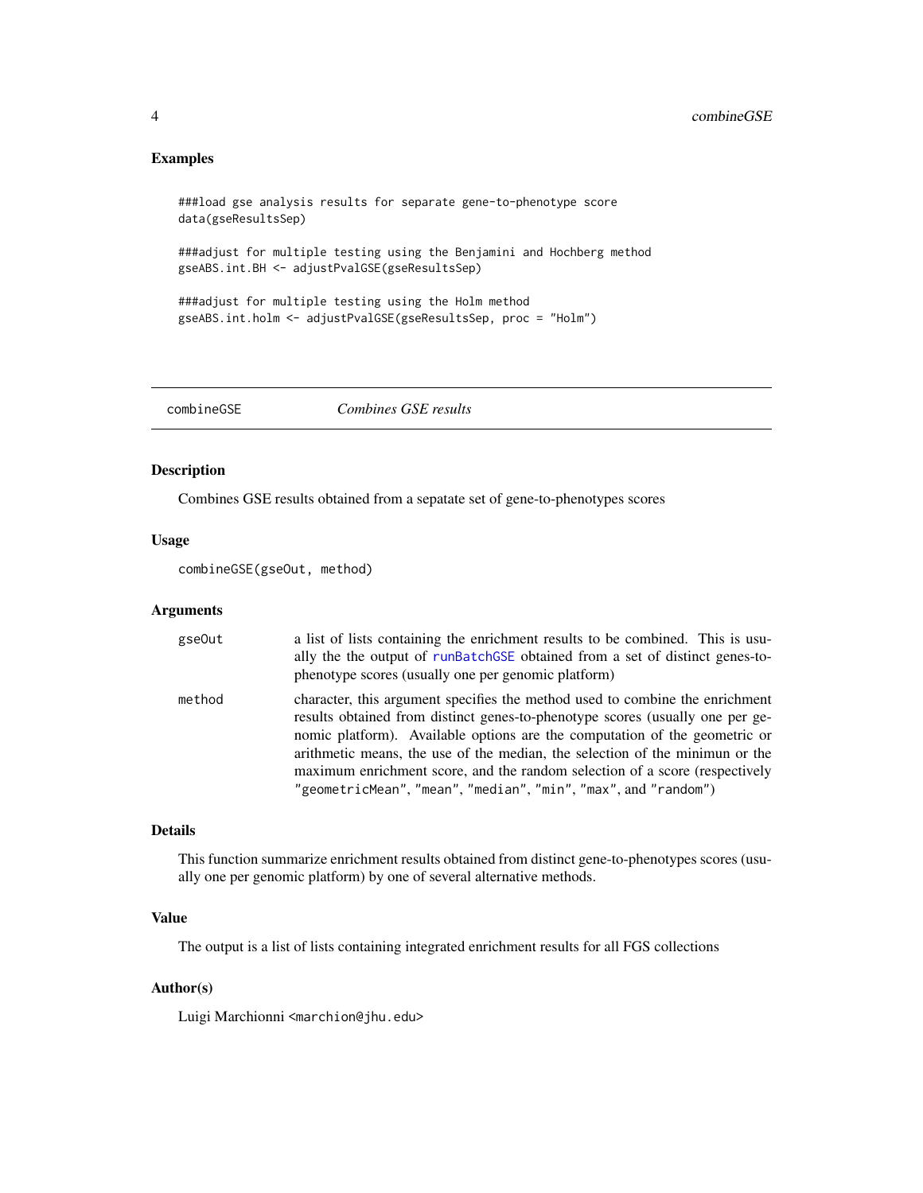## Examples

```
###load gse analysis results for separate gene-to-phenotype score
data(gseResultsSep)

###adjust for multiple testing using the Benjamini and Hochberg method
gseABS.int.BH <- adjustPvalGSE(gseResultsSep)

###adjust for multiple testing using the Holm method
gseABS.int.holm <- adjustPvalGSE(gseResultsSep, proc = "Holm")
```

---

# combineGSE *Combines GSE results*

## Description

Combines GSE results obtained from a sepatate set of gene-to-phenotypes scores

## Usage

```
combineGSE(gseOut, method)
```

## Arguments

| | |
|---|---|
| gseOut | a list of lists containing the enrichment results to be combined. This is usually the the output of runBatchGSE obtained from a set of distinct genes-to-phenotype scores (usually one per genomic platform) |
| method | character, this argument specifies the method used to combine the enrichment results obtained from distinct genes-to-phenotype scores (usually one per genomic platform). Available options are the computation of the geometric or arithmetic means, the use of the median, the selection of the minimun or the maximum enrichment score, and the random selection of a score (respectively "geometricMean", "mean", "median", "min", "max", and "random") |

## Details

This function summarize enrichment results obtained from distinct gene-to-phenotypes scores (usually one per genomic platform) by one of several alternative methods.

## Value

The output is a list of lists containing integrated enrichment results for all FGS collections

## Author(s)

Luigi Marchionni <marchion@jhu.edu>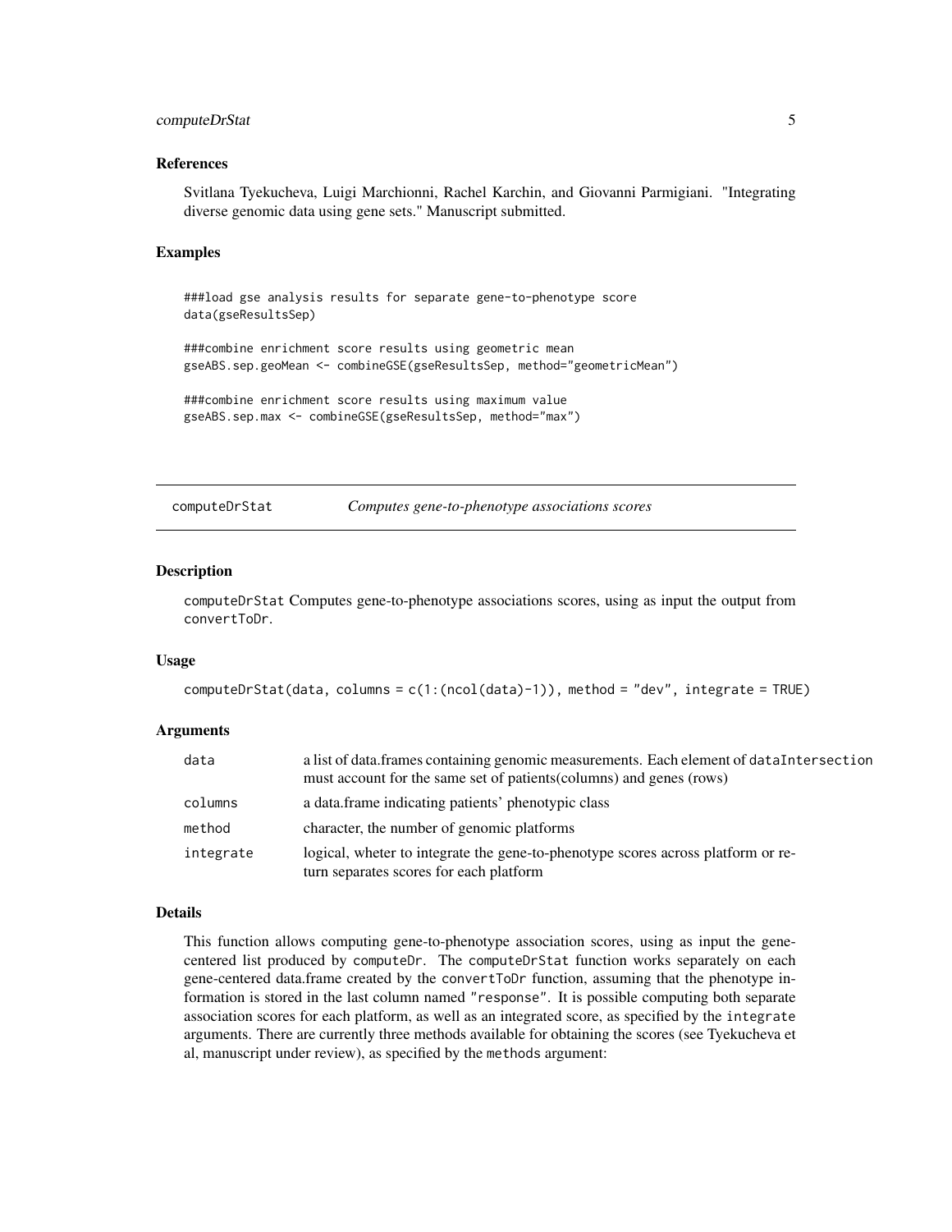## References

Svitlana Tyekucheva, Luigi Marchionni, Rachel Karchin, and Giovanni Parmigiani. "Integrating diverse genomic data using gene sets." Manuscript submitted.

## Examples

```
###load gse analysis results for separate gene-to-phenotype score
data(gseResultsSep)

###combine enrichment score results using geometric mean
gseABS.sep.geoMean <- combineGSE(gseResultsSep, method="geometricMean")

###combine enrichment score results using maximum value
gseABS.sep.max <- combineGSE(gseResultsSep, method="max")
```

---

# computeDrStat — *Computes gene-to-phenotype associations scores*

---

## Description

computeDrStat Computes gene-to-phenotype associations scores, using as input the output from convertToDr.

## Usage

```
computeDrStat(data, columns = c(1:(ncol(data)-1)), method = "dev", integrate = TRUE)
```

## Arguments

| | |
|---|---|
| data | a list of data.frames containing genomic measurements. Each element of dataIntersection must account for the same set of patients(columns) and genes (rows) |
| columns | a data.frame indicating patients' phenotypic class |
| method | character, the number of genomic platforms |
| integrate | logical, wheter to integrate the gene-to-phenotype scores across platform or return separates scores for each platform |

## Details

This function allows computing gene-to-phenotype association scores, using as input the gene-centered list produced by computeDr. The computeDrStat function works separately on each gene-centered data.frame created by the convertToDr function, assuming that the phenotype information is stored in the last column named "response". It is possible computing both separate association scores for each platform, as well as an integrated score, as specified by the integrate arguments. There are currently three methods available for obtaining the scores (see Tyekucheva et al, manuscript under review), as specified by the methods argument: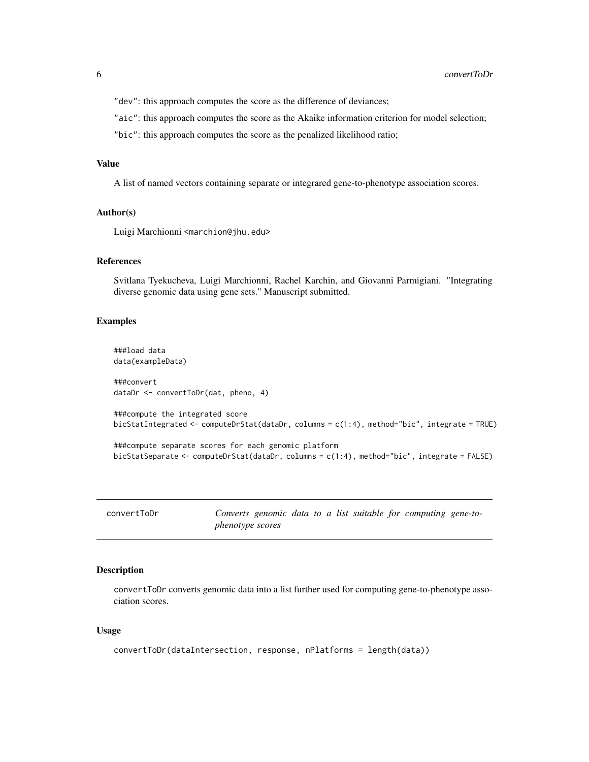"dev": this approach computes the score as the difference of deviances;

"aic": this approach computes the score as the Akaike information criterion for model selection;

"bic": this approach computes the score as the penalized likelihood ratio;

### Value

A list of named vectors containing separate or integrared gene-to-phenotype association scores.

### Author(s)

Luigi Marchionni <marchion@jhu.edu>

### References

Svitlana Tyekucheva, Luigi Marchionni, Rachel Karchin, and Giovanni Parmigiani. "Integrating diverse genomic data using gene sets." Manuscript submitted.

### Examples

```
###load data
data(exampleData)

###convert
dataDr <- convertToDr(dat, pheno, 4)

###compute the integrated score
bicStatIntegrated <- computeDrStat(dataDr, columns = c(1:4), method="bic", integrate = TRUE)

###compute separate scores for each genomic platform
bicStatSeparate <- computeDrStat(dataDr, columns = c(1:4), method="bic", integrate = FALSE)
```

---

## convertToDr *Converts genomic data to a list suitable for computing gene-to-phenotype scores*

---

### Description

convertToDr converts genomic data into a list further used for computing gene-to-phenotype association scores.

### Usage

```
convertToDr(dataIntersection, response, nPlatforms = length(data))
```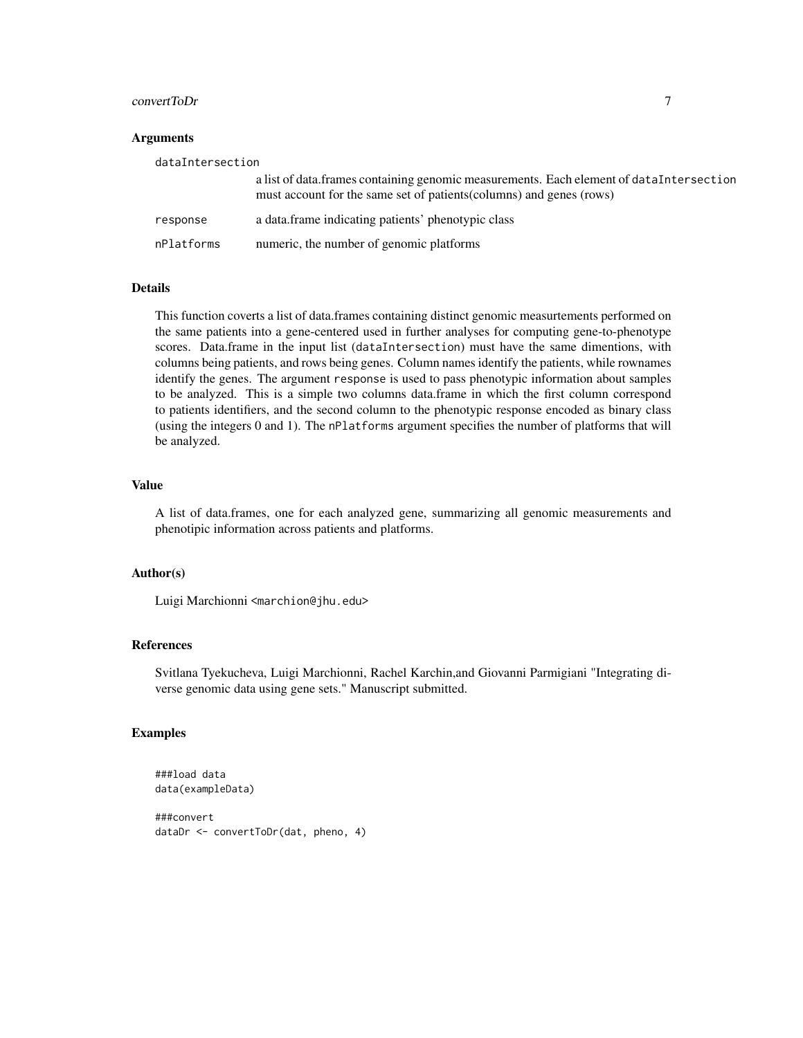### Arguments

**dataIntersection**
: a list of data.frames containing genomic measurements. Each element of `dataIntersection` must account for the same set of patients(columns) and genes (rows)

**response**
: a data.frame indicating patients' phenotypic class

**nPlatforms**
: numeric, the number of genomic platforms

### Details

This function coverts a list of data.frames containing distinct genomic measurtements performed on the same patients into a gene-centered used in further analyses for computing gene-to-phenotype scores. Data.frame in the input list (`dataIntersection`) must have the same dimentions, with columns being patients, and rows being genes. Column names identify the patients, while rownames identify the genes. The argument `response` is used to pass phenotypic information about samples to be analyzed. This is a simple two columns data.frame in which the first column correspond to patients identifiers, and the second column to the phenotypic response encoded as binary class (using the integers 0 and 1). The `nPlatforms` argument specifies the number of platforms that will be analyzed.

### Value

A list of data.frames, one for each analyzed gene, summarizing all genomic measurements and phenotipic information across patients and platforms.

### Author(s)

Luigi Marchionni <marchion@jhu.edu>

### References

Svitlana Tyekucheva, Luigi Marchionni, Rachel Karchin,and Giovanni Parmigiani "Integrating diverse genomic data using gene sets." Manuscript submitted.

### Examples

```
###load data
data(exampleData)

###convert
dataDr <- convertToDr(dat, pheno, 4)
```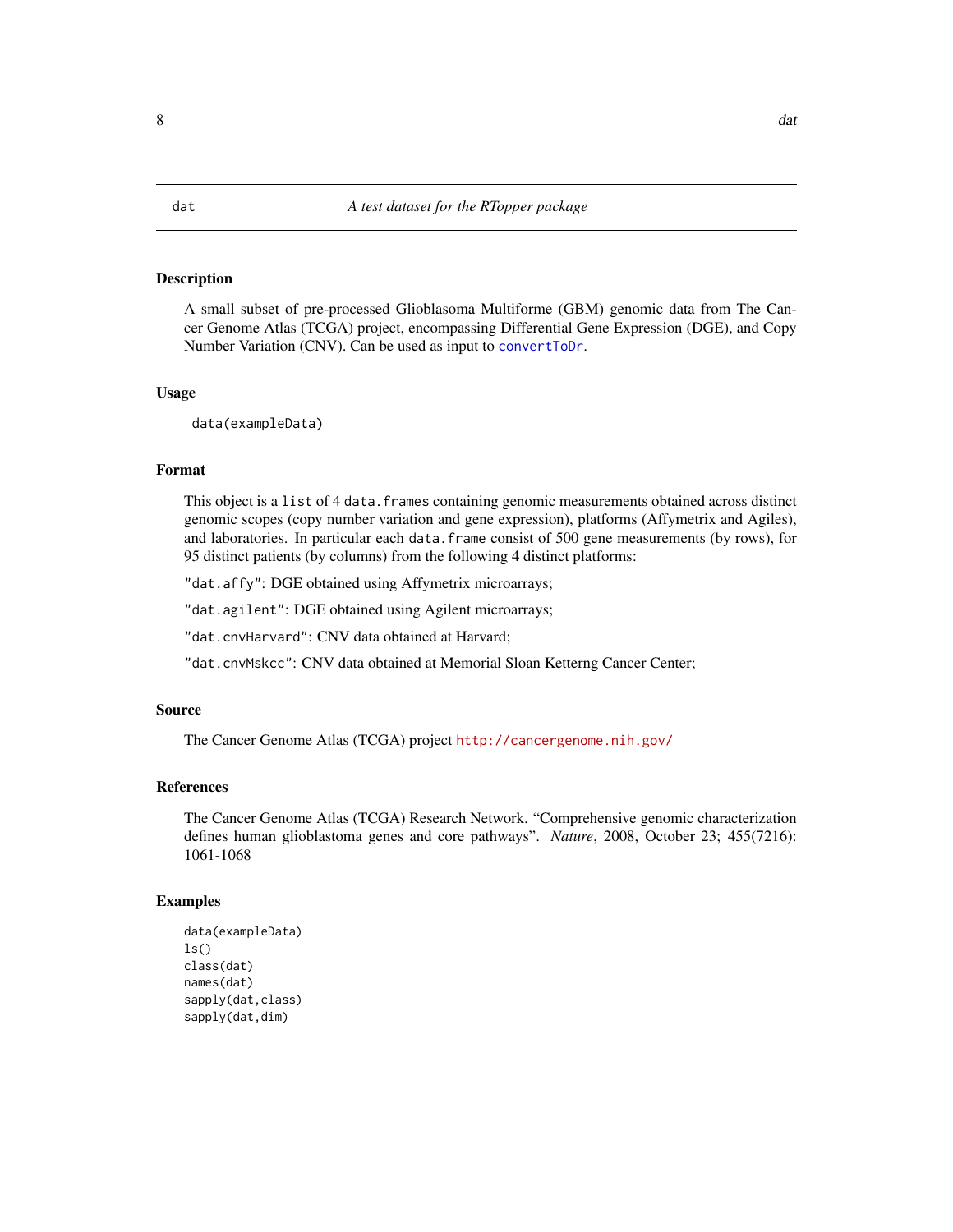# dat — *A test dataset for the RTopper package*

## Description

A small subset of pre-processed Glioblastoma Multiforme (GBM) genomic data from The Cancer Genome Atlas (TCGA) project, encompassing Differential Gene Expression (DGE), and Copy Number Variation (CNV). Can be used as input to `convertToDr`.

## Usage

```
data(exampleData)
```

## Format

This object is a `list` of 4 `data.frames` containing genomic measurements obtained across distinct genomic scopes (copy number variation and gene expression), platforms (Affymetrix and Agiles), and laboratories. In particular each `data.frame` consist of 500 gene measurements (by rows), for 95 distinct patients (by columns) from the following 4 distinct platforms:

`"dat.affy"`: DGE obtained using Affymetrix microarrays;

`"dat.agilent"`: DGE obtained using Agilent microarrays;

`"dat.cnvHarvard"`: CNV data obtained at Harvard;

`"dat.cnvMskcc"`: CNV data obtained at Memorial Sloan Ketterng Cancer Center;

## Source

The Cancer Genome Atlas (TCGA) project http://cancergenome.nih.gov/

## References

The Cancer Genome Atlas (TCGA) Research Network. "Comprehensive genomic characterization defines human glioblastoma genes and core pathways". *Nature*, 2008, October 23; 455(7216): 1061-1068

## Examples

```
data(exampleData)
ls()
class(dat)
names(dat)
sapply(dat,class)
sapply(dat,dim)
```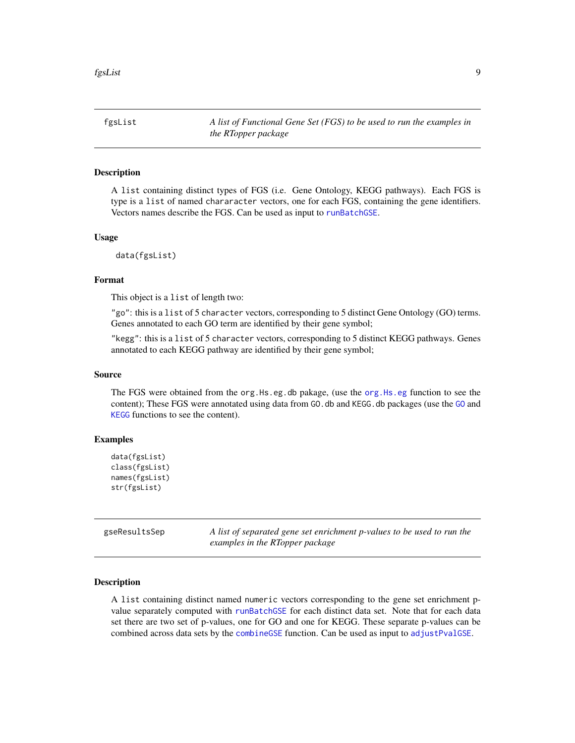## fgsList — *A list of Functional Gene Set (FGS) to be used to run the examples in the RTopper package*

### Description

A `list` containing distinct types of FGS (i.e. Gene Ontology, KEGG pathways). Each FGS is type is a `list` of named `chararacter` vectors, one for each FGS, containing the gene identifiers. Vectors names describe the FGS. Can be used as input to `runBatchGSE`.

### Usage

```
data(fgsList)
```

### Format

This object is a `list` of length two:

`"go"`: this is a `list` of 5 `character` vectors, corresponding to 5 distinct Gene Ontology (GO) terms. Genes annotated to each GO term are identified by their gene symbol;

`"kegg"`: this is a `list` of 5 `character` vectors, corresponding to 5 distinct KEGG pathways. Genes annotated to each KEGG pathway are identified by their gene symbol;

### Source

The FGS were obtained from the `org.Hs.eg.db` pakage, (use the `org.Hs.eg` function to see the content); These FGS were annotated using data from `GO.db` and `KEGG.db` packages (use the `GO` and `KEGG` functions to see the content).

### Examples

```
data(fgsList)
class(fgsList)
names(fgsList)
str(fgsList)
```

## gseResultsSep — *A list of separated gene set enrichment p-values to be used to run the examples in the RTopper package*

### Description

A `list` containing distinct named `numeric` vectors corresponding to the gene set enrichment p-value separately computed with `runBatchGSE` for each distinct data set. Note that for each data set there are two set of p-values, one for GO and one for KEGG. These separate p-values can be combined across data sets by the `combineGSE` function. Can be used as input to `adjustPvalGSE`.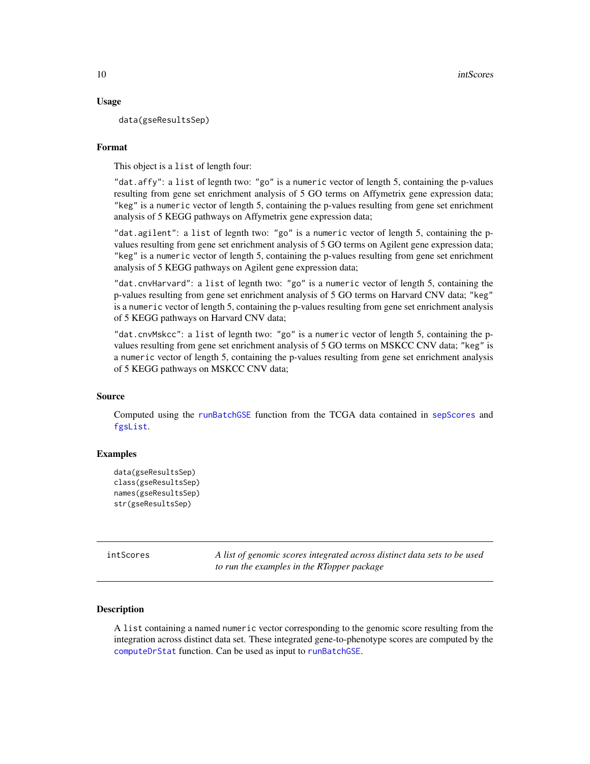### Usage

```
data(gseResultsSep)
```

### Format

This object is a `list` of length four:

`"dat.affy"`: a `list` of legnth two: `"go"` is a `numeric` vector of length 5, containing the p-values resulting from gene set enrichment analysis of 5 GO terms on Affymetrix gene expression data; `"keg"` is a `numeric` vector of length 5, containing the p-values resulting from gene set enrichment analysis of 5 KEGG pathways on Affymetrix gene expression data;

`"dat.agilent"`: a `list` of legnth two: `"go"` is a `numeric` vector of length 5, containing the p-values resulting from gene set enrichment analysis of 5 GO terms on Agilent gene expression data; `"keg"` is a `numeric` vector of length 5, containing the p-values resulting from gene set enrichment analysis of 5 KEGG pathways on Agilent gene expression data;

`"dat.cnvHarvard"`: a `list` of legnth two: `"go"` is a `numeric` vector of length 5, containing the p-values resulting from gene set enrichment analysis of 5 GO terms on Harvard CNV data; `"keg"` is a `numeric` vector of length 5, containing the p-values resulting from gene set enrichment analysis of 5 KEGG pathways on Harvard CNV data;

`"dat.cnvMskcc"`: a `list` of legnth two: `"go"` is a `numeric` vector of length 5, containing the p-values resulting from gene set enrichment analysis of 5 GO terms on MSKCC CNV data; `"keg"` is a `numeric` vector of length 5, containing the p-values resulting from gene set enrichment analysis of 5 KEGG pathways on MSKCC CNV data;

### Source

Computed using the `runBatchGSE` function from the TCGA data contained in `sepScores` and `fgsList`.

### Examples

```
data(gseResultsSep)
class(gseResultsSep)
names(gseResultsSep)
str(gseResultsSep)
```

---

## intScores — *A list of genomic scores integrated across distinct data sets to be used to run the examples in the RTopper package*

### Description

A `list` containing a named `numeric` vector corresponding to the genomic score resulting from the integration across distinct data set. These integrated gene-to-phenotype scores are computed by the `computeDrStat` function. Can be used as input to `runBatchGSE`.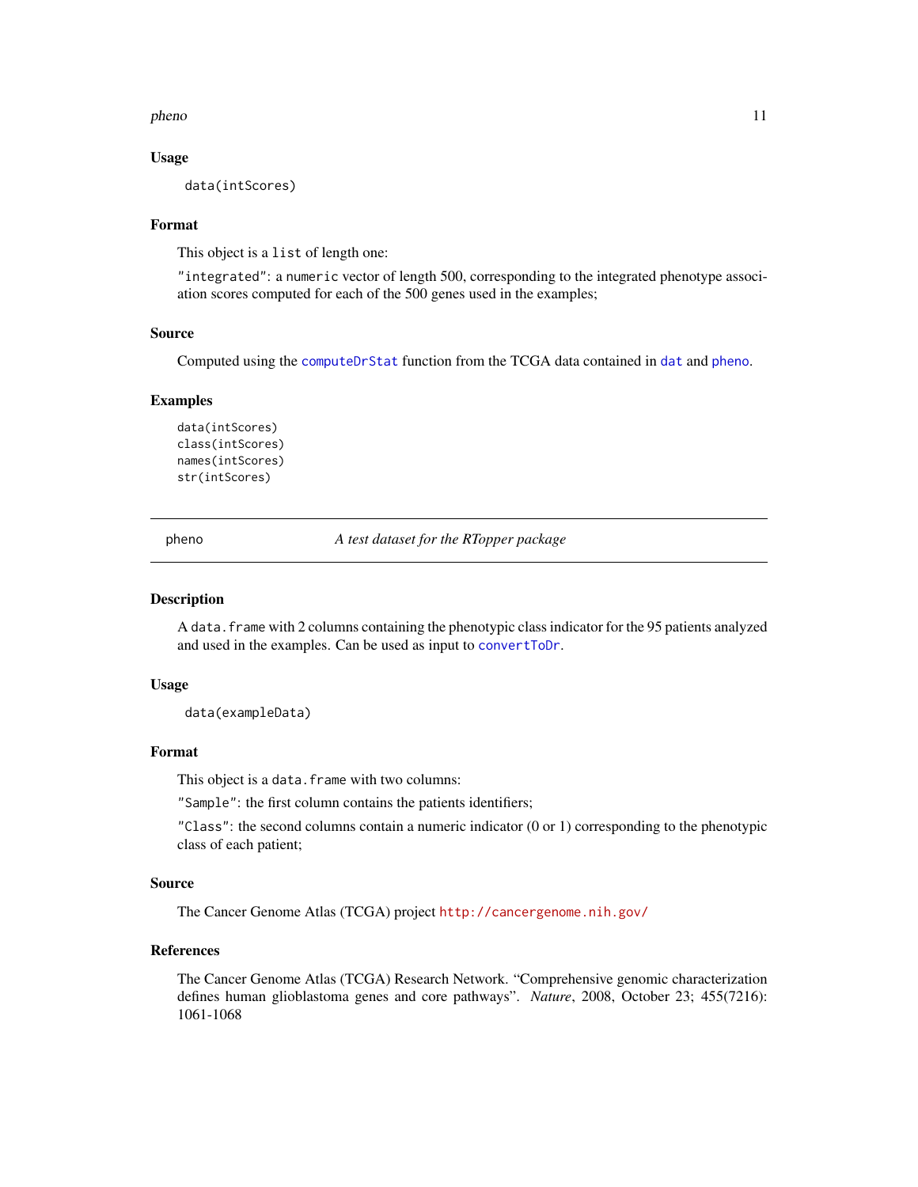### Usage

```
data(intScores)
```

### Format

This object is a `list` of length one:

`"integrated"`: a `numeric` vector of length 500, corresponding to the integrated phenotype association scores computed for each of the 500 genes used in the examples;

### Source

Computed using the `computeDrStat` function from the TCGA data contained in `dat` and `pheno`.

### Examples

```
data(intScores)
class(intScores)
names(intScores)
str(intScores)
```

---

## pheno — *A test dataset for the RTopper package*

---

### Description

A `data.frame` with 2 columns containing the phenotypic class indicator for the 95 patients analyzed and used in the examples. Can be used as input to `convertToDr`.

### Usage

```
data(exampleData)
```

### Format

This object is a `data.frame` with two columns:

`"Sample"`: the first column contains the patients identifiers;

`"Class"`: the second columns contain a numeric indicator (0 or 1) corresponding to the phenotypic class of each patient;

### Source

The Cancer Genome Atlas (TCGA) project `http://cancergenome.nih.gov/`

### References

The Cancer Genome Atlas (TCGA) Research Network. "Comprehensive genomic characterization defines human glioblastoma genes and core pathways". *Nature*, 2008, October 23; 455(7216): 1061-1068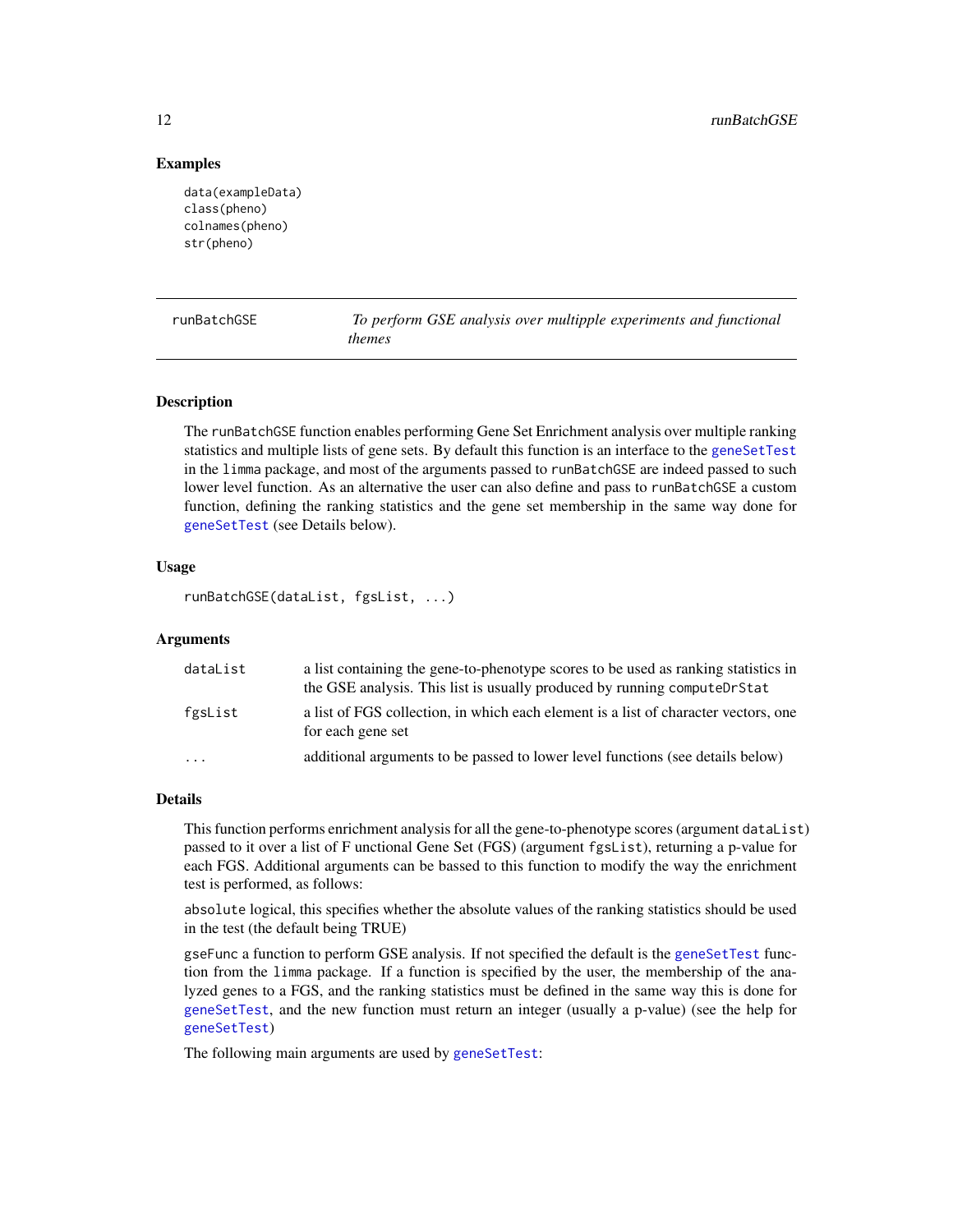## Examples

```
data(exampleData)
class(pheno)
colnames(pheno)
str(pheno)
```

---

## runBatchGSE — *To perform GSE analysis over multipple experiments and functional themes*

### Description

The `runBatchGSE` function enables performing Gene Set Enrichment analysis over multiple ranking statistics and multiple lists of gene sets. By default this function is an interface to the `geneSetTest` in the `limma` package, and most of the arguments passed to `runBatchGSE` are indeed passed to such lower level function. As an alternative the user can also define and pass to `runBatchGSE` a custom function, defining the ranking statistics and the gene set membership in the same way done for `geneSetTest` (see Details below).

### Usage

```
runBatchGSE(dataList, fgsList, ...)
```

### Arguments

| | |
|---|---|
| `dataList` | a list containing the gene-to-phenotype scores to be used as ranking statistics in the GSE analysis. This list is usually produced by running `computeDrStat` |
| `fgsList` | a list of FGS collection, in which each element is a list of character vectors, one for each gene set |
| `...` | additional arguments to be passed to lower level functions (see details below) |

### Details

This function performs enrichment analysis for all the gene-to-phenotype scores (argument `dataList`) passed to it over a list of F unctional Gene Set (FGS) (argument `fgsList`), returning a p-value for each FGS. Additional arguments can be bassed to this function to modify the way the enrichment test is performed, as follows:

`absolute` logical, this specifies whether the absolute values of the ranking statistics should be used in the test (the default being TRUE)

`gseFunc` a function to perform GSE analysis. If not specified the default is the `geneSetTest` function from the `limma` package. If a function is specified by the user, the membership of the analyzed genes to a FGS, and the ranking statistics must be defined in the same way this is done for `geneSetTest`, and the new function must return an integer (usually a p-value) (see the help for `geneSetTest`)

The following main arguments are used by `geneSetTest`: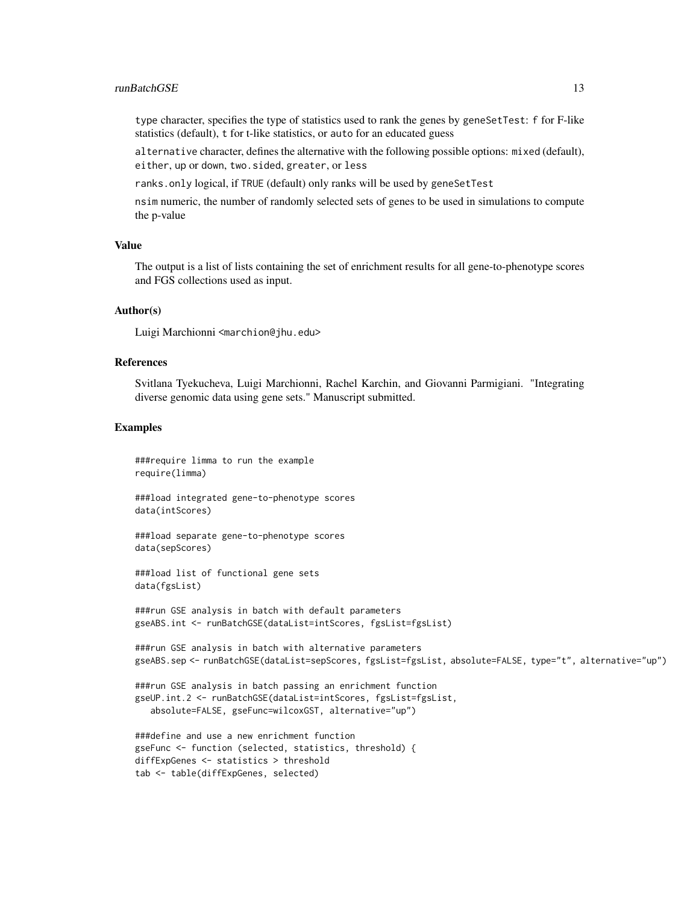`type` character, specifies the type of statistics used to rank the genes by `geneSetTest`: `f` for F-like statistics (default), `t` for t-like statistics, or `auto` for an educated guess

`alternative` character, defines the alternative with the following possible options: `mixed` (default), `either`, `up` or `down`, `two.sided`, `greater`, or `less`

`ranks.only` logical, if `TRUE` (default) only ranks will be used by `geneSetTest`

`nsim` numeric, the number of randomly selected sets of genes to be used in simulations to compute the p-value

## Value

The output is a list of lists containing the set of enrichment results for all gene-to-phenotype scores and FGS collections used as input.

## Author(s)

Luigi Marchionni <marchion@jhu.edu>

## References

Svitlana Tyekucheva, Luigi Marchionni, Rachel Karchin, and Giovanni Parmigiani. "Integrating diverse genomic data using gene sets." Manuscript submitted.

## Examples

```
###require limma to run the example
require(limma)

###load integrated gene-to-phenotype scores
data(intScores)

###load separate gene-to-phenotype scores
data(sepScores)

###load list of functional gene sets
data(fgsList)

###run GSE analysis in batch with default parameters
gseABS.int <- runBatchGSE(dataList=intScores, fgsList=fgsList)

###run GSE analysis in batch with alternative parameters
gseABS.sep <- runBatchGSE(dataList=sepScores, fgsList=fgsList, absolute=FALSE, type="t", alternative="up")

###run GSE analysis in batch passing an enrichment function
gseUP.int.2 <- runBatchGSE(dataList=intScores, fgsList=fgsList,
   absolute=FALSE, gseFunc=wilcoxGST, alternative="up")

###define and use a new enrichment function
gseFunc <- function (selected, statistics, threshold) {
diffExpGenes <- statistics > threshold
tab <- table(diffExpGenes, selected)
```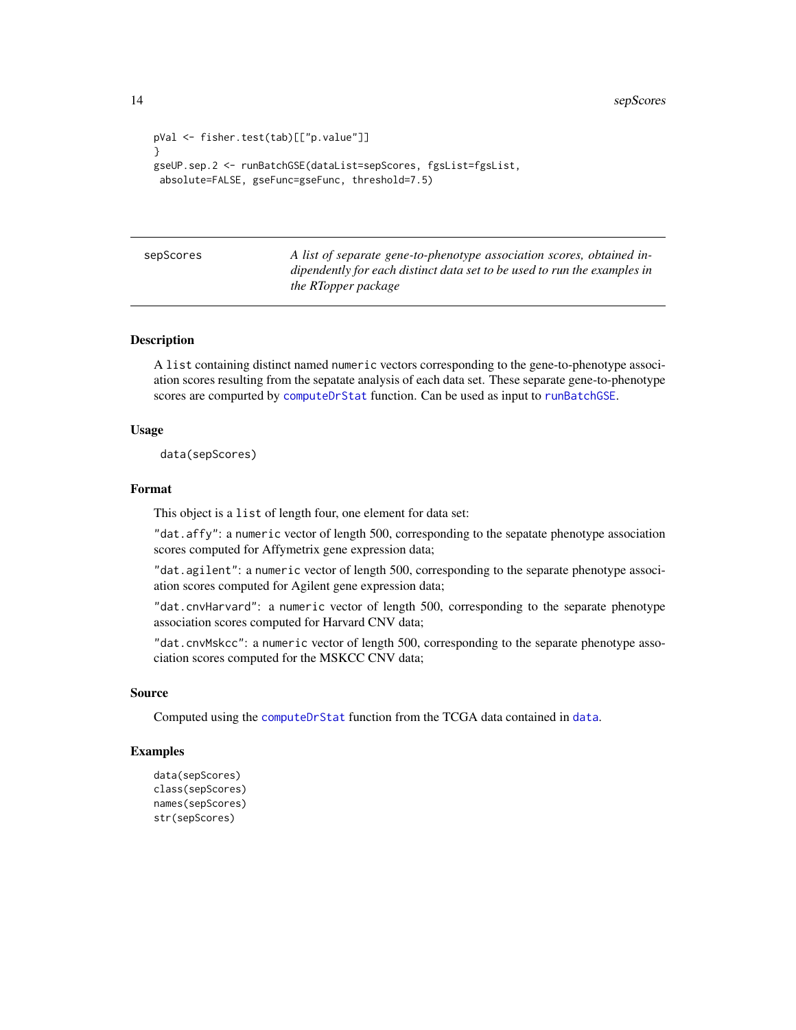```
pVal <- fisher.test(tab)[["p.value"]]
}
gseUP.sep.2 <- runBatchGSE(dataList=sepScores, fgsList=fgsList,
 absolute=FALSE, gseFunc=gseFunc, threshold=7.5)
```

## sepScores

*A list of separate gene-to-phenotype association scores, obtained indipendently for each distinct data set to be used to run the examples in the RTopper package*

### Description

A `list` containing distinct named `numeric` vectors corresponding to the gene-to-phenotype association scores resulting from the sepatate analysis of each data set. These separate gene-to-phenotype scores are compurted by `computeDrStat` function. Can be used as input to `runBatchGSE`.

### Usage

```
data(sepScores)
```

### Format

This object is a `list` of length four, one element for data set:

`"dat.affy"`: a `numeric` vector of length 500, corresponding to the sepatate phenotype association scores computed for Affymetrix gene expression data;

`"dat.agilent"`: a `numeric` vector of length 500, corresponding to the separate phenotype association scores computed for Agilent gene expression data;

`"dat.cnvHarvard"`: a `numeric` vector of length 500, corresponding to the separate phenotype association scores computed for Harvard CNV data;

`"dat.cnvMskcc"`: a `numeric` vector of length 500, corresponding to the separate phenotype association scores computed for the MSKCC CNV data;

### Source

Computed using the `computeDrStat` function from the TCGA data contained in `data`.

### Examples

```
data(sepScores)
class(sepScores)
names(sepScores)
str(sepScores)
```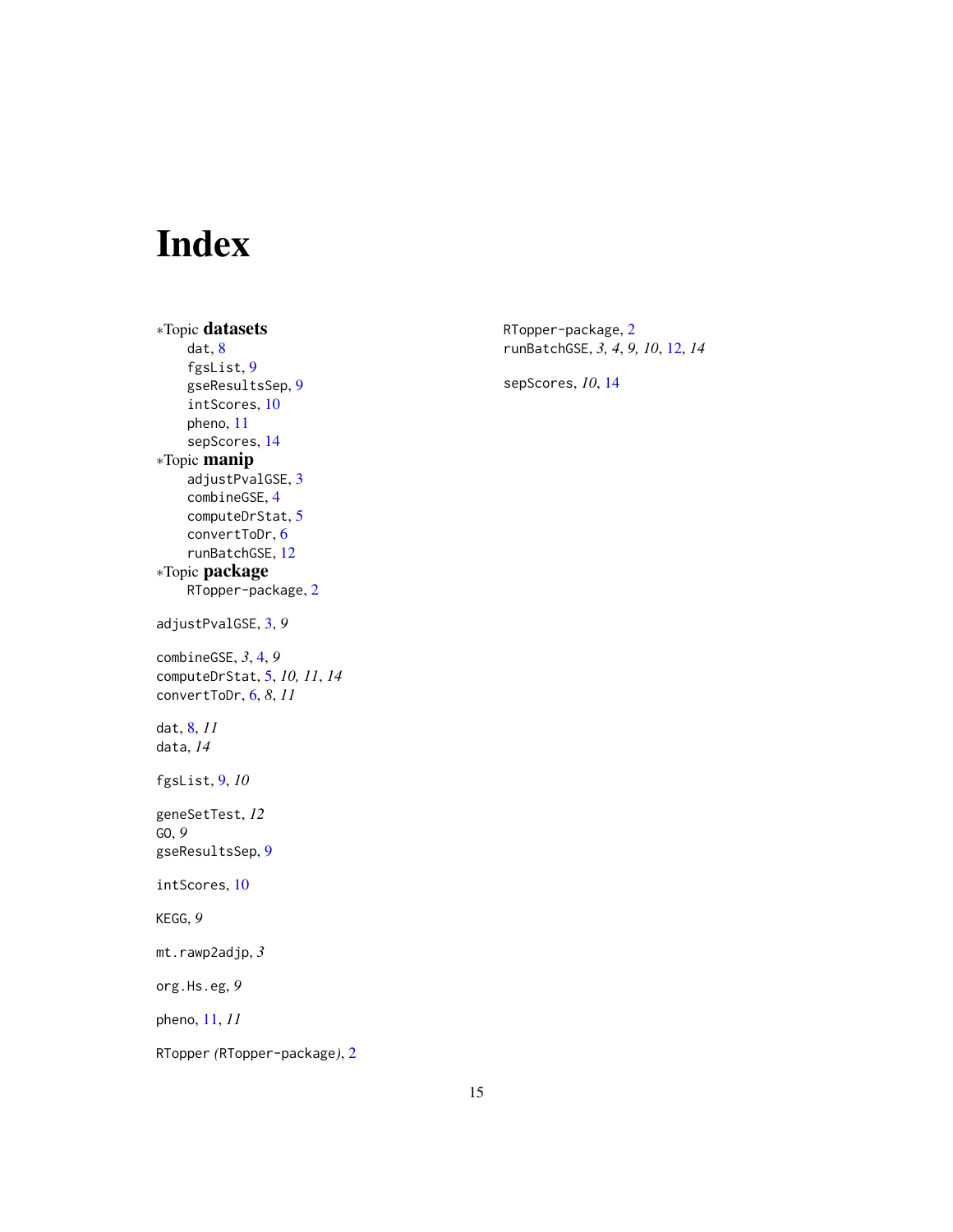# Index

∗Topic **datasets**
- dat, 8
- fgsList, 9
- gseResultsSep, 9
- intScores, 10
- pheno, 11
- sepScores, 14

∗Topic **manip**
- adjustPvalGSE, 3
- combineGSE, 4
- computeDrStat, 5
- convertToDr, 6
- runBatchGSE, 12

∗Topic **package**
- RTopper-package, 2

adjustPvalGSE, 3, *9*

combineGSE, *3*, 4, *9*
computeDrStat, 5, *10, 11*, *14*
convertToDr, 6, *8*, *11*

dat, 8, *11*
data, *14*

fgsList, 9, *10*

geneSetTest, *12*
GO, *9*
gseResultsSep, 9

intScores, 10

KEGG, *9*

mt.rawp2adjp, *3*

org.Hs.eg, *9*

pheno, 11, *11*

RTopper *(*RTopper-package*)*, 2
RTopper-package, 2
runBatchGSE, *3, 4*, *9, 10*, 12, *14*

sepScores, *10*, 14